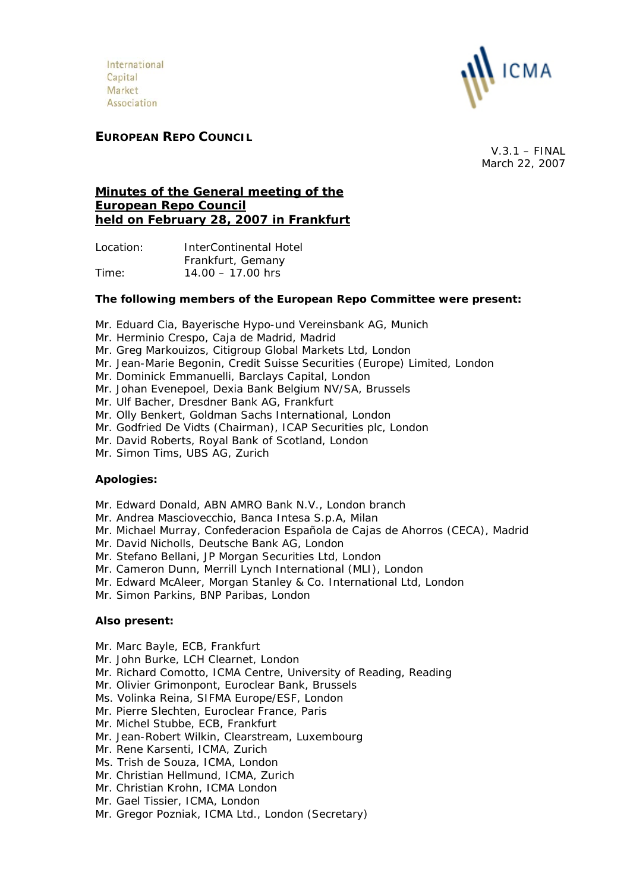International
Capital
Market
Association

ICMA

**EUROPEAN REPO COUNCIL**

V.3.1 – FINAL
March 22, 2007

## Minutes of the General meeting of the European Repo Council held on February 28, 2007 in Frankfurt

Location: InterContinental Hotel
Frankfurt, Gemany
Time: 14.00 – 17.00 hrs

**The following members of the European Repo Committee were present:**

Mr. Eduard Cia, Bayerische Hypo-und Vereinsbank AG, Munich
Mr. Herminio Crespo, Caja de Madrid, Madrid
Mr. Greg Markouizos, Citigroup Global Markets Ltd, London
Mr. Jean-Marie Begonin, Credit Suisse Securities (Europe) Limited, London
Mr. Dominick Emmanuelli, Barclays Capital, London
Mr. Johan Evenepoel, Dexia Bank Belgium NV/SA, Brussels
Mr. Ulf Bacher, Dresdner Bank AG, Frankfurt
Mr. Olly Benkert, Goldman Sachs International, London
Mr. Godfried De Vidts (Chairman), ICAP Securities plc, London
Mr. David Roberts, Royal Bank of Scotland, London
Mr. Simon Tims, UBS AG, Zurich

**Apologies:**

Mr. Edward Donald, ABN AMRO Bank N.V., London branch
Mr. Andrea Masciovecchio, Banca Intesa S.p.A, Milan
Mr. Michael Murray, Confederacion Española de Cajas de Ahorros (CECA), Madrid
Mr. David Nicholls, Deutsche Bank AG, London
Mr. Stefano Bellani, JP Morgan Securities Ltd, London
Mr. Cameron Dunn, Merrill Lynch International (MLI), London
Mr. Edward McAleer, Morgan Stanley & Co. International Ltd, London
Mr. Simon Parkins, BNP Paribas, London

**Also present:**

Mr. Marc Bayle, ECB, Frankfurt
Mr. John Burke, LCH Clearnet, London
Mr. Richard Comotto, ICMA Centre, University of Reading, Reading
Mr. Olivier Grimonpont, Euroclear Bank, Brussels
Ms. Volinka Reina, SIFMA Europe/ESF, London
Mr. Pierre Slechten, Euroclear France, Paris
Mr. Michel Stubbe, ECB, Frankfurt
Mr. Jean-Robert Wilkin, Clearstream, Luxembourg
Mr. Rene Karsenti, ICMA, Zurich
Ms. Trish de Souza, ICMA, London
Mr. Christian Hellmund, ICMA, Zurich
Mr. Christian Krohn, ICMA London
Mr. Gael Tissier, ICMA, London
Mr. Gregor Pozniak, ICMA Ltd., London (Secretary)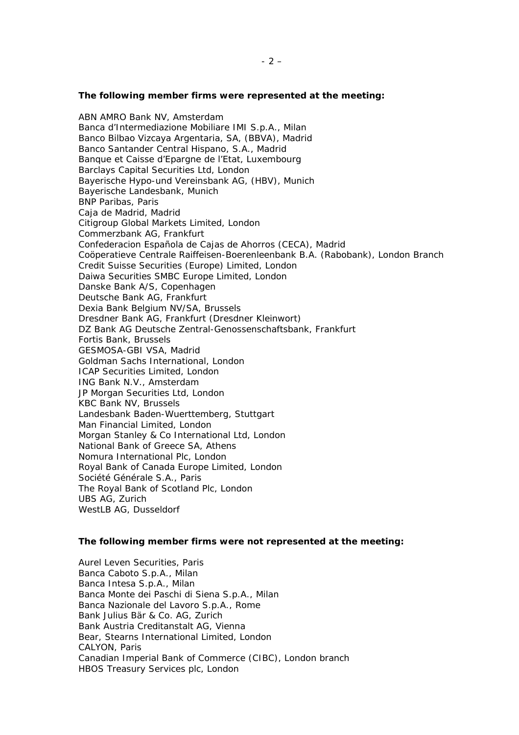**The following member firms were represented at the meeting:**

ABN AMRO Bank NV, Amsterdam
Banca d'Intermediazione Mobiliare IMI S.p.A., Milan
Banco Bilbao Vizcaya Argentaria, SA, (BBVA), Madrid
Banco Santander Central Hispano, S.A., Madrid
Banque et Caisse d'Epargne de l'Etat, Luxembourg
Barclays Capital Securities Ltd, London
Bayerische Hypo-und Vereinsbank AG, (HBV), Munich
Bayerische Landesbank, Munich
BNP Paribas, Paris
Caja de Madrid, Madrid
Citigroup Global Markets Limited, London
Commerzbank AG, Frankfurt
Confederacion Española de Cajas de Ahorros (CECA), Madrid
Coöperatieve Centrale Raiffeisen-Boerenleenbank B.A. (Rabobank), London Branch
Credit Suisse Securities (Europe) Limited, London
Daiwa Securities SMBC Europe Limited, London
Danske Bank A/S, Copenhagen
Deutsche Bank AG, Frankfurt
Dexia Bank Belgium NV/SA, Brussels
Dresdner Bank AG, Frankfurt (Dresdner Kleinwort)
DZ Bank AG Deutsche Zentral-Genossenschaftsbank, Frankfurt
Fortis Bank, Brussels
GESMOSA-GBI VSA, Madrid
Goldman Sachs International, London
ICAP Securities Limited, London
ING Bank N.V., Amsterdam
JP Morgan Securities Ltd, London
KBC Bank NV, Brussels
Landesbank Baden-Wuerttemberg, Stuttgart
Man Financial Limited, London
Morgan Stanley & Co International Ltd, London
National Bank of Greece SA, Athens
Nomura International Plc, London
Royal Bank of Canada Europe Limited, London
Société Générale S.A., Paris
The Royal Bank of Scotland Plc, London
UBS AG, Zurich
WestLB AG, Dusseldorf

**The following member firms were not represented at the meeting:**

Aurel Leven Securities, Paris
Banca Caboto S.p.A., Milan
Banca Intesa S.p.A., Milan
Banca Monte dei Paschi di Siena S.p.A., Milan
Banca Nazionale del Lavoro S.p.A., Rome
Bank Julius Bär & Co. AG, Zurich
Bank Austria Creditanstalt AG, Vienna
Bear, Stearns International Limited, London
CALYON, Paris
Canadian Imperial Bank of Commerce (CIBC), London branch
HBOS Treasury Services plc, London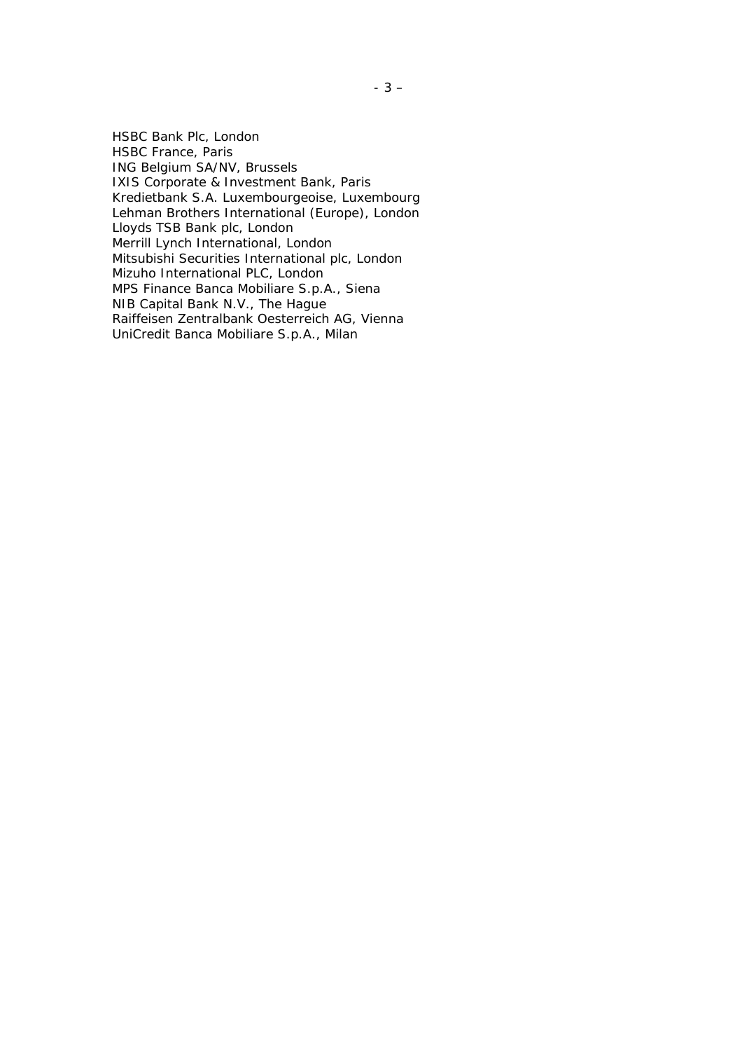HSBC Bank Plc, London
HSBC France, Paris
ING Belgium SA/NV, Brussels
IXIS Corporate & Investment Bank, Paris
Kredietbank S.A. Luxembourgeoise, Luxembourg
Lehman Brothers International (Europe), London
Lloyds TSB Bank plc, London
Merrill Lynch International, London
Mitsubishi Securities International plc, London
Mizuho International PLC, London
MPS Finance Banca Mobiliare S.p.A., Siena
NIB Capital Bank N.V., The Hague
Raiffeisen Zentralbank Oesterreich AG, Vienna
UniCredit Banca Mobiliare S.p.A., Milan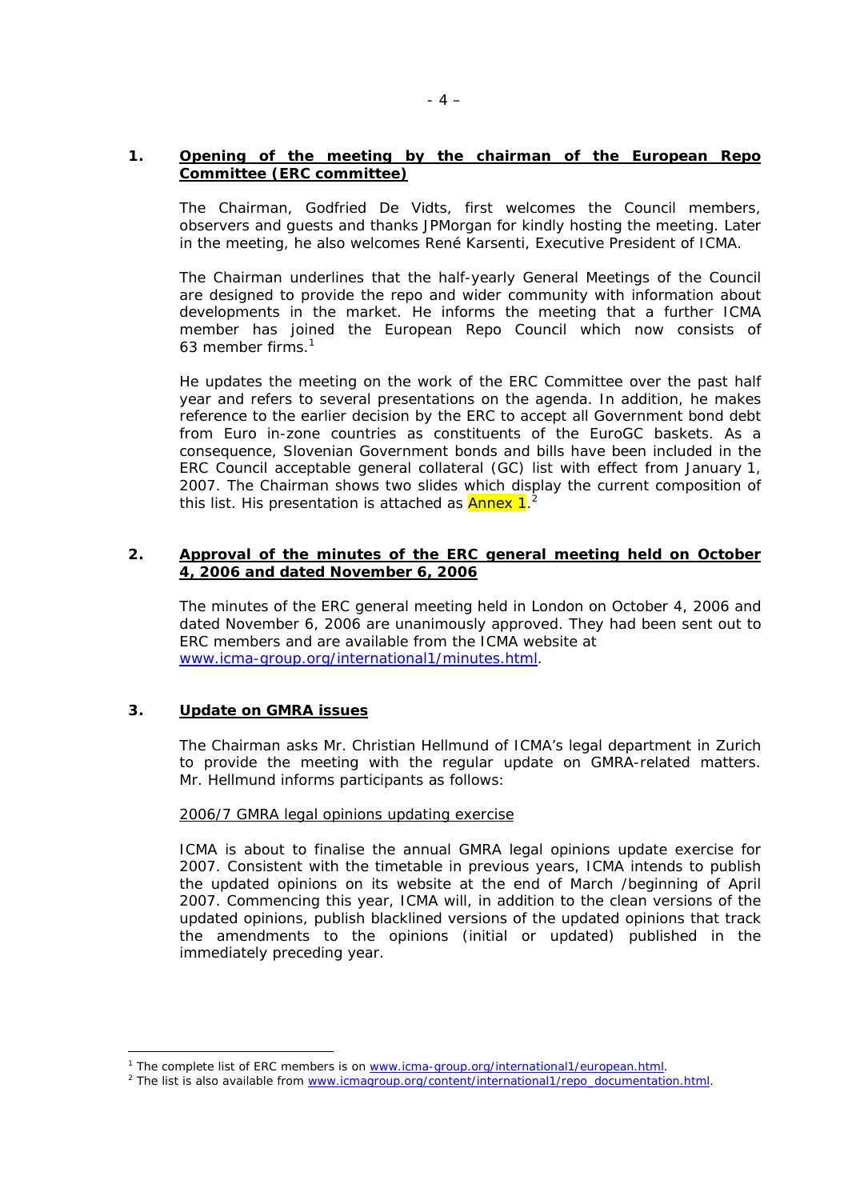## 1. Opening of the meeting by the chairman of the European Repo Committee (ERC committee)

The Chairman, Godfried De Vidts, first welcomes the Council members, observers and guests and thanks JPMorgan for kindly hosting the meeting. Later in the meeting, he also welcomes René Karsenti, Executive President of ICMA.

The Chairman underlines that the half-yearly General Meetings of the Council are designed to provide the repo and wider community with information about developments in the market. He informs the meeting that a further ICMA member has joined the European Repo Council which now consists of 63 member firms.[1]

He updates the meeting on the work of the ERC Committee over the past half year and refers to several presentations on the agenda. In addition, he makes reference to the earlier decision by the ERC to accept all Government bond debt from Euro in-zone countries as constituents of the EuroGC baskets. As a consequence, Slovenian Government bonds and bills have been included in the ERC Council acceptable general collateral (GC) list with effect from January 1, 2007. The Chairman shows two slides which display the current composition of this list. His presentation is attached as Annex 1.[2]

## 2. Approval of the minutes of the ERC general meeting held on October 4, 2006 and dated November 6, 2006

The minutes of the ERC general meeting held in London on October 4, 2006 and dated November 6, 2006 are unanimously approved. They had been sent out to ERC members and are available from the ICMA website at www.icma-group.org/international1/minutes.html.

## 3. Update on GMRA issues

The Chairman asks Mr. Christian Hellmund of ICMA's legal department in Zurich to provide the meeting with the regular update on GMRA-related matters. Mr. Hellmund informs participants as follows:

2006/7 GMRA legal opinions updating exercise

ICMA is about to finalise the annual GMRA legal opinions update exercise for 2007. Consistent with the timetable in previous years, ICMA intends to publish the updated opinions on its website at the end of March /beginning of April 2007. Commencing this year, ICMA will, in addition to the clean versions of the updated opinions, publish blacklined versions of the updated opinions that track the amendments to the opinions (initial or updated) published in the immediately preceding year.

---

[1] The complete list of ERC members is on www.icma-group.org/international1/european.html.

[2] The list is also available from www.icmagroup.org/content/international1/repo_documentation.html.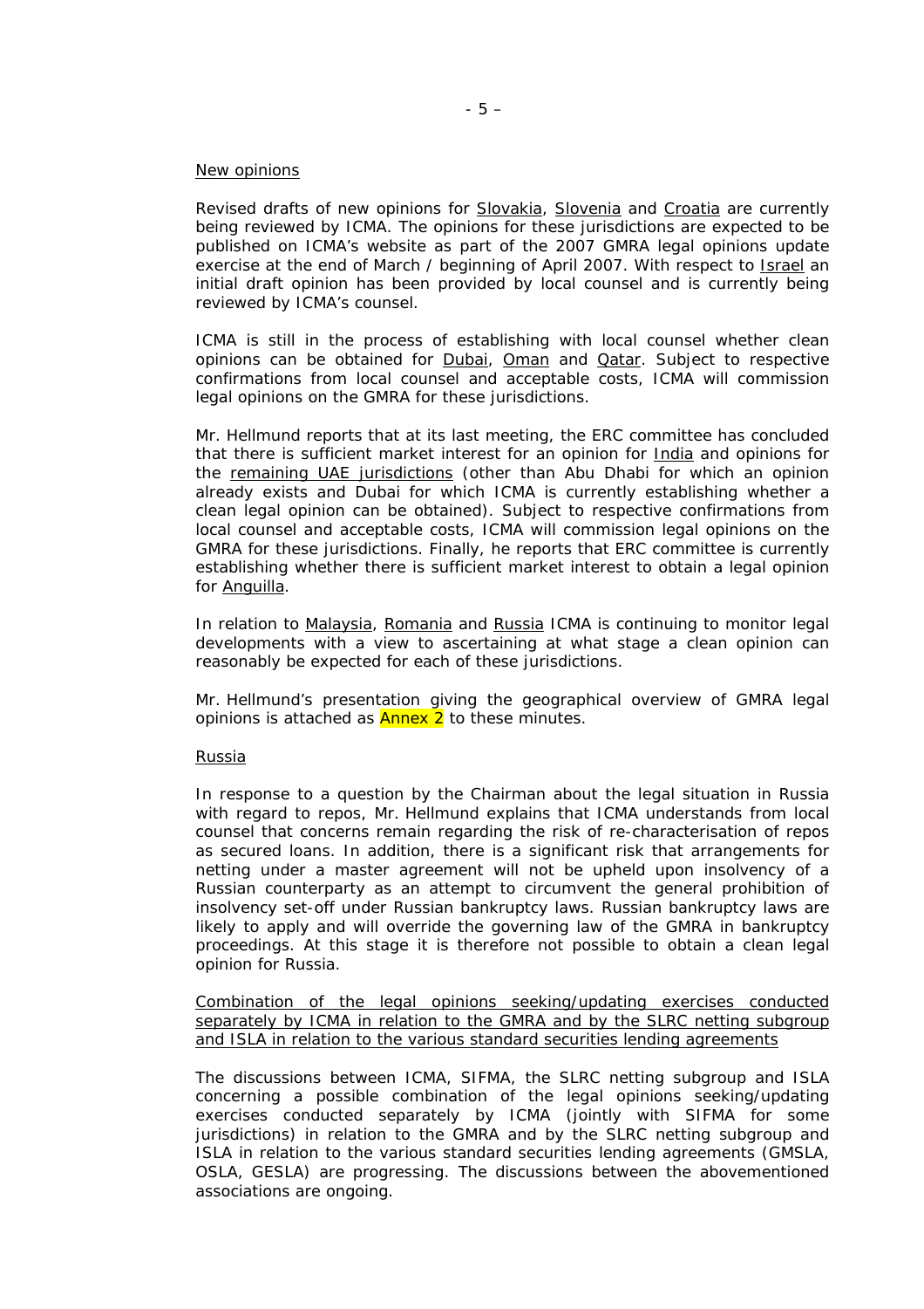New opinions

*Revised drafts of new opinions for Slovakia, Slovenia and Croatia are currently being reviewed by ICMA. The opinions for these jurisdictions are expected to be published on ICMA's website as part of the 2007 GMRA legal opinions update exercise at the end of March / beginning of April 2007. With respect to Israel an initial draft opinion has been provided by local counsel and is currently being reviewed by ICMA's counsel.*

*ICMA is still in the process of establishing with local counsel whether clean opinions can be obtained for Dubai, Oman and Qatar. Subject to respective confirmations from local counsel and acceptable costs, ICMA will commission legal opinions on the GMRA for these jurisdictions.*

*Mr. Hellmund reports that at its last meeting, the ERC committee has concluded that there is sufficient market interest for an opinion for India and opinions for the remaining UAE jurisdictions (other than Abu Dhabi for which an opinion already exists and Dubai for which ICMA is currently establishing whether a clean legal opinion can be obtained). Subject to respective confirmations from local counsel and acceptable costs, ICMA will commission legal opinions on the GMRA for these jurisdictions. Finally, he reports that ERC committee is currently establishing whether there is sufficient market interest to obtain a legal opinion for Anguilla.*

*In relation to Malaysia, Romania and Russia ICMA is continuing to monitor legal developments with a view to ascertaining at what stage a clean opinion can reasonably be expected for each of these jurisdictions.*

*Mr. Hellmund's presentation giving the geographical overview of GMRA legal opinions is attached as Annex 2 to these minutes.*

Russia

*In response to a question by the Chairman about the legal situation in Russia with regard to repos, Mr. Hellmund explains that ICMA understands from local counsel that concerns remain regarding the risk of re-characterisation of repos as secured loans. In addition, there is a significant risk that arrangements for netting under a master agreement will not be upheld upon insolvency of a Russian counterparty as an attempt to circumvent the general prohibition of insolvency set-off under Russian bankruptcy laws. Russian bankruptcy laws are likely to apply and will override the governing law of the GMRA in bankruptcy proceedings. At this stage it is therefore not possible to obtain a clean legal opinion for Russia.*

Combination of the legal opinions seeking/updating exercises conducted separately by ICMA in relation to the GMRA and by the SLRC netting subgroup and ISLA in relation to the various standard securities lending agreements

*The discussions between ICMA, SIFMA, the SLRC netting subgroup and ISLA concerning a possible combination of the legal opinions seeking/updating exercises conducted separately by ICMA (jointly with SIFMA for some jurisdictions) in relation to the GMRA and by the SLRC netting subgroup and ISLA in relation to the various standard securities lending agreements (GMSLA, OSLA, GESLA) are progressing. The discussions between the abovementioned associations are ongoing.*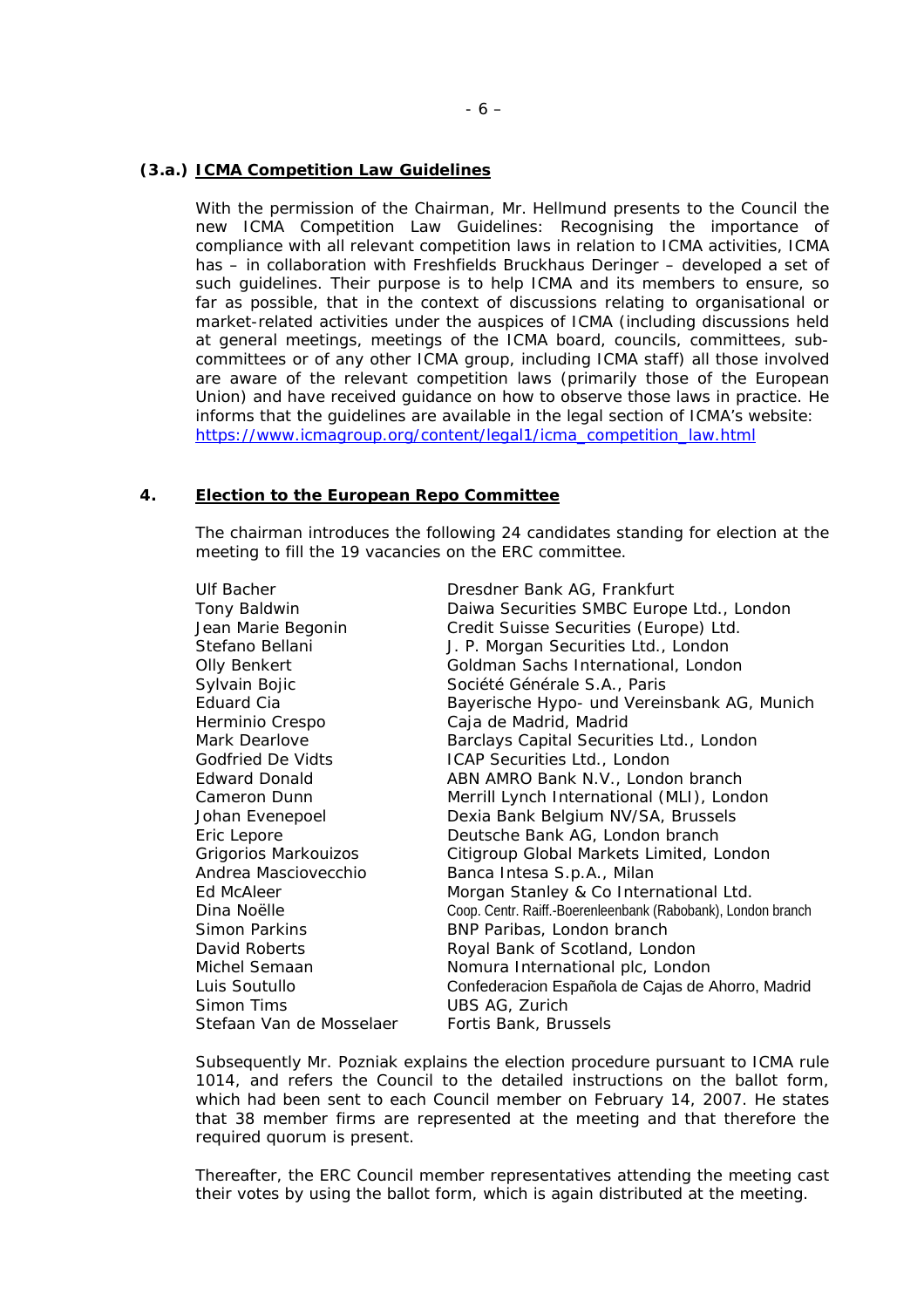### (3.a.) ICMA Competition Law Guidelines

With the permission of the Chairman, Mr. Hellmund presents to the Council the new ICMA Competition Law Guidelines: Recognising the importance of compliance with all relevant competition laws in relation to ICMA activities, ICMA has – in collaboration with Freshfields Bruckhaus Deringer – developed a set of such guidelines. Their purpose is to help ICMA and its members to ensure, so far as possible, that in the context of discussions relating to organisational or market-related activities under the auspices of ICMA (including discussions held at general meetings, meetings of the ICMA board, councils, committees, sub-committees or of any other ICMA group, including ICMA staff) all those involved are aware of the relevant competition laws (primarily those of the European Union) and have received guidance on how to observe those laws in practice. He informs that the guidelines are available in the legal section of ICMA's website: https://www.icmagroup.org/content/legal1/icma_competition_law.html

### 4. Election to the European Repo Committee

The chairman introduces the following 24 candidates standing for election at the meeting to fill the 19 vacancies on the ERC committee.

| | |
|---|---|
| Ulf Bacher | Dresdner Bank AG, Frankfurt |
| Tony Baldwin | Daiwa Securities SMBC Europe Ltd., London |
| Jean Marie Begonin | Credit Suisse Securities (Europe) Ltd. |
| Stefano Bellani | J. P. Morgan Securities Ltd., London |
| Olly Benkert | Goldman Sachs International, London |
| Sylvain Bojic | Société Générale S.A., Paris |
| Eduard Cia | Bayerische Hypo- und Vereinsbank AG, Munich |
| Herminio Crespo | Caja de Madrid, Madrid |
| Mark Dearlove | Barclays Capital Securities Ltd., London |
| Godfried De Vidts | ICAP Securities Ltd., London |
| Edward Donald | ABN AMRO Bank N.V., London branch |
| Cameron Dunn | Merrill Lynch International (MLI), London |
| Johan Evenepoel | Dexia Bank Belgium NV/SA, Brussels |
| Eric Lepore | Deutsche Bank AG, London branch |
| Grigorios Markouizos | Citigroup Global Markets Limited, London |
| Andrea Masciovecchio | Banca Intesa S.p.A., Milan |
| Ed McAleer | Morgan Stanley & Co International Ltd. |
| Dina Noëlle | Coop. Centr. Raiff.-Boerenleenbank (Rabobank), London branch |
| Simon Parkins | BNP Paribas, London branch |
| David Roberts | Royal Bank of Scotland, London |
| Michel Semaan | Nomura International plc, London |
| Luis Soutullo | Confederacion Española de Cajas de Ahorro, Madrid |
| Simon Tims | UBS AG, Zurich |
| Stefaan Van de Mosselaer | Fortis Bank, Brussels |

Subsequently Mr. Pozniak explains the election procedure pursuant to ICMA rule 1014, and refers the Council to the detailed instructions on the ballot form, which had been sent to each Council member on February 14, 2007. He states that 38 member firms are represented at the meeting and that therefore the required quorum is present.

Thereafter, the ERC Council member representatives attending the meeting cast their votes by using the ballot form, which is again distributed at the meeting.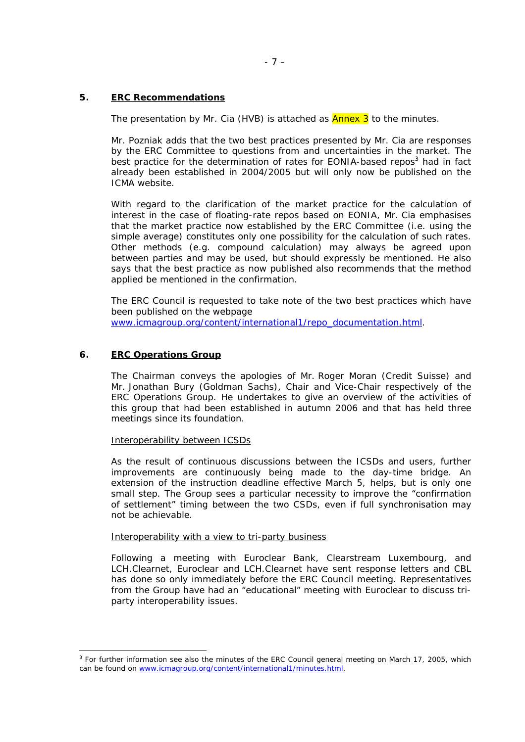## 5. ERC Recommendations

The presentation by Mr. Cia (HVB) is attached as Annex 3 to the minutes.

Mr. Pozniak adds that the two best practices presented by Mr. Cia are responses by the ERC Committee to questions from and uncertainties in the market. The best practice for the determination of rates for EONIA-based repos[3] had in fact already been established in 2004/2005 but will only now be published on the ICMA website.

With regard to the clarification of the market practice for the calculation of interest in the case of floating-rate repos based on EONIA, Mr. Cia emphasises that the market practice now established by the ERC Committee (i.e. using the simple average) constitutes only one possibility for the calculation of such rates. Other methods (e.g. compound calculation) may always be agreed upon between parties and may be used, but should expressly be mentioned. He also says that the best practice as now published also recommends that the method applied be mentioned in the confirmation.

The ERC Council is requested to take note of the two best practices which have been published on the webpage www.icmagroup.org/content/international1/repo_documentation.html.

## 6. ERC Operations Group

The Chairman conveys the apologies of Mr. Roger Moran (Credit Suisse) and Mr. Jonathan Bury (Goldman Sachs), Chair and Vice-Chair respectively of the ERC Operations Group. He undertakes to give an overview of the activities of this group that had been established in autumn 2006 and that has held three meetings since its foundation.

Interoperability between ICSDs

As the result of continuous discussions between the ICSDs and users, further improvements are continuously being made to the day-time bridge. An extension of the instruction deadline effective March 5, helps, but is only one small step. The Group sees a particular necessity to improve the "confirmation of settlement" timing between the two CSDs, even if full synchronisation may not be achievable.

Interoperability with a view to tri-party business

Following a meeting with Euroclear Bank, Clearstream Luxembourg, and LCH.Clearnet, Euroclear and LCH.Clearnet have sent response letters and CBL has done so only immediately before the ERC Council meeting. Representatives from the Group have had an "educational" meeting with Euroclear to discuss tri-party interoperability issues.

---

[3] For further information see also the minutes of the ERC Council general meeting on March 17, 2005, which can be found on www.icmagroup.org/content/international1/minutes.html.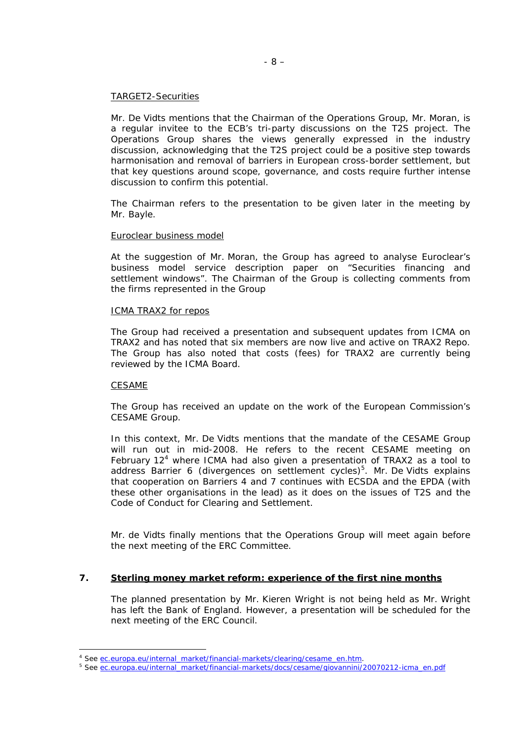TARGET2-Securities

Mr. De Vidts mentions that the Chairman of the Operations Group, Mr. Moran, is a regular invitee to the ECB's tri-party discussions on the T2S project. The Operations Group shares the views generally expressed in the industry discussion, acknowledging that the T2S project could be a positive step towards harmonisation and removal of barriers in European cross-border settlement, but that key questions around scope, governance, and costs require further intense discussion to confirm this potential.

The Chairman refers to the presentation to be given later in the meeting by Mr. Bayle.

Euroclear business model

At the suggestion of Mr. Moran, the Group has agreed to analyse Euroclear's business model service description paper on "Securities financing and settlement windows". The Chairman of the Group is collecting comments from the firms represented in the Group

ICMA TRAX2 for repos

The Group had received a presentation and subsequent updates from ICMA on TRAX2 and has noted that six members are now live and active on TRAX2 Repo. The Group has also noted that costs (fees) for TRAX2 are currently being reviewed by the ICMA Board.

CESAME

The Group has received an update on the work of the European Commission's CESAME Group.

In this context, Mr. De Vidts mentions that the mandate of the CESAME Group will run out in mid-2008. He refers to the recent CESAME meeting on February 12[4] where ICMA had also given a presentation of TRAX2 as a tool to address Barrier 6 (divergences on settlement cycles)[5]. Mr. De Vidts explains that cooperation on Barriers 4 and 7 continues with ECSDA and the EPDA (with these other organisations in the lead) as it does on the issues of T2S and the Code of Conduct for Clearing and Settlement.

Mr. de Vidts finally mentions that the Operations Group will meet again before the next meeting of the ERC Committee.

## 7. **Sterling money market reform: experience of the first nine months**

The planned presentation by Mr. Kieren Wright is not being held as Mr. Wright has left the Bank of England. However, a presentation will be scheduled for the next meeting of the ERC Council.

---

[4] See ec.europa.eu/internal_market/financial-markets/clearing/cesame_en.htm.

[5] See ec.europa.eu/internal_market/financial-markets/docs/cesame/giovannini/20070212-icma_en.pdf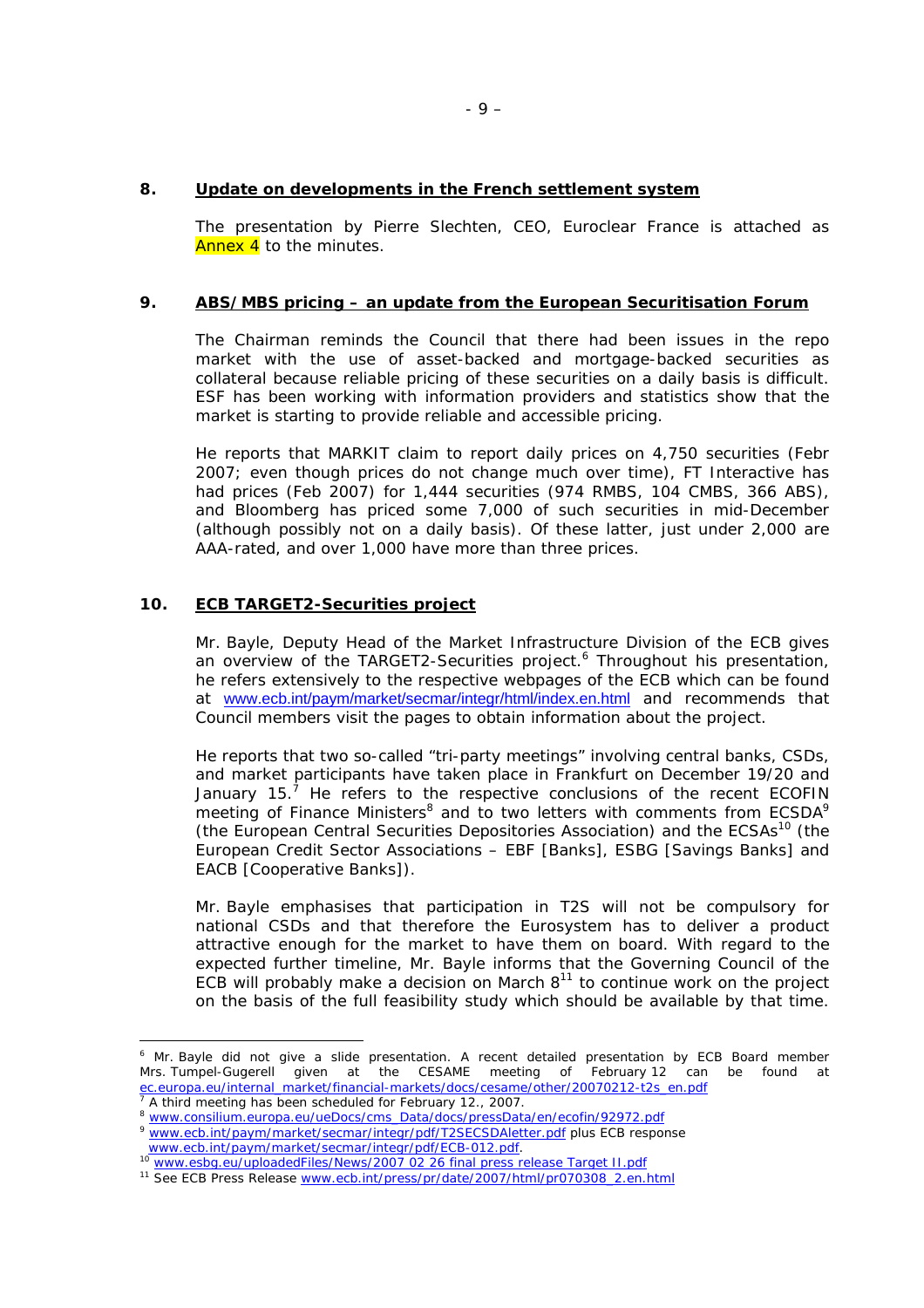## 8. Update on developments in the French settlement system

The presentation by Pierre Slechten, CEO, Euroclear France is attached as Annex 4 to the minutes.

## 9. ABS/MBS pricing – an update from the European Securitisation Forum

The Chairman reminds the Council that there had been issues in the repo market with the use of asset-backed and mortgage-backed securities as collateral because reliable pricing of these securities on a daily basis is difficult. ESF has been working with information providers and statistics show that the market is starting to provide reliable and accessible pricing.

He reports that MARKIT claim to report daily prices on 4,750 securities (Febr 2007; even though prices do not change much over time), FT Interactive has had prices (Feb 2007) for 1,444 securities (974 RMBS, 104 CMBS, 366 ABS), and Bloomberg has priced some 7,000 of such securities in mid-December (although possibly not on a daily basis). Of these latter, just under 2,000 are AAA-rated, and over 1,000 have more than three prices.

## 10. ECB TARGET2-Securities project

Mr. Bayle, Deputy Head of the Market Infrastructure Division of the ECB gives an overview of the TARGET2-Securities project.[6] Throughout his presentation, he refers extensively to the respective webpages of the ECB which can be found at www.ecb.int/paym/market/secmar/integr/html/index.en.html and recommends that Council members visit the pages to obtain information about the project.

He reports that two so-called "tri-party meetings" involving central banks, CSDs, and market participants have taken place in Frankfurt on December 19/20 and January 15.[7] He refers to the respective conclusions of the recent ECOFIN meeting of Finance Ministers[8] and to two letters with comments from ECSDA[9] (the European Central Securities Depositories Association) and the ECSAs[10] (the European Credit Sector Associations – EBF [Banks], ESBG [Savings Banks] and EACB [Cooperative Banks]).

Mr. Bayle emphasises that participation in T2S will not be compulsory for national CSDs and that therefore the Eurosystem has to deliver a product attractive enough for the market to have them on board. With regard to the expected further timeline, Mr. Bayle informs that the Governing Council of the ECB will probably make a decision on March 8[11] to continue work on the project on the basis of the full feasibility study which should be available by that time.

---

[6] Mr. Bayle did not give a slide presentation. A recent detailed presentation by ECB Board member Mrs. Tumpel-Gugerell given at the CESAME meeting of February 12 can be found at ec.europa.eu/internal_market/financial-markets/docs/cesame/other/20070212-t2s_en.pdf

[7] A third meeting has been scheduled for February 12., 2007.

[8] www.consilium.europa.eu/ueDocs/cms_Data/docs/pressData/en/ecofin/92972.pdf

[9] www.ecb.int/paym/market/secmar/integr/pdf/T2SECSDAletter.pdf plus ECB response www.ecb.int/paym/market/secmar/integr/pdf/ECB-012.pdf.

[10] www.esbg.eu/uploadedFiles/News/2007 02 26 final press release Target II.pdf

[11] See ECB Press Release www.ecb.int/press/pr/date/2007/html/pr070308_2.en.html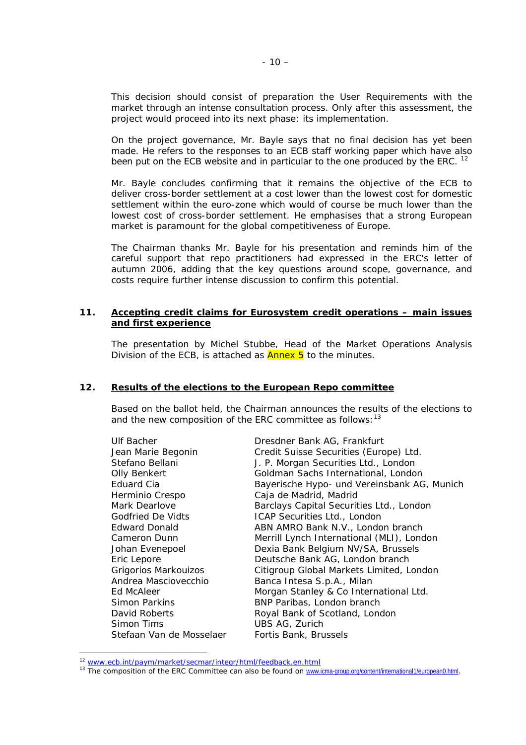This decision should consist of preparation the User Requirements with the market through an intense consultation process. Only after this assessment, the project would proceed into its next phase: its implementation.

On the project governance, Mr. Bayle says that no final decision has yet been made. He refers to the responses to an ECB staff working paper which have also been put on the ECB website and in particular to the one produced by the ERC. [12]

Mr. Bayle concludes confirming that it remains the objective of the ECB to deliver cross-border settlement at a cost lower than the lowest cost for domestic settlement within the euro-zone which would of course be much lower than the lowest cost of cross-border settlement. He emphasises that a strong European market is paramount for the global competitiveness of Europe.

The Chairman thanks Mr. Bayle for his presentation and reminds him of the careful support that repo practitioners had expressed in the ERC's letter of autumn 2006, adding that the key questions around scope, governance, and costs require further intense discussion to confirm this potential.

## 11. Accepting credit claims for Eurosystem credit operations – main issues and first experience

The presentation by Michel Stubbe, Head of the Market Operations Analysis Division of the ECB, is attached as Annex 5 to the minutes.

## 12. Results of the elections to the European Repo committee

Based on the ballot held, the Chairman announces the results of the elections to and the new composition of the ERC committee as follows: [13]

| | |
|---|---|
| Ulf Bacher | Dresdner Bank AG, Frankfurt |
| Jean Marie Begonin | Credit Suisse Securities (Europe) Ltd. |
| Stefano Bellani | J. P. Morgan Securities Ltd., London |
| Olly Benkert | Goldman Sachs International, London |
| Eduard Cia | Bayerische Hypo- und Vereinsbank AG, Munich |
| Herminio Crespo | Caja de Madrid, Madrid |
| Mark Dearlove | Barclays Capital Securities Ltd., London |
| Godfried De Vidts | ICAP Securities Ltd., London |
| Edward Donald | ABN AMRO Bank N.V., London branch |
| Cameron Dunn | Merrill Lynch International (MLI), London |
| Johan Evenepoel | Dexia Bank Belgium NV/SA, Brussels |
| Eric Lepore | Deutsche Bank AG, London branch |
| Grigorios Markouizos | Citigroup Global Markets Limited, London |
| Andrea Masciovecchio | Banca Intesa S.p.A., Milan |
| Ed McAleer | Morgan Stanley & Co International Ltd. |
| Simon Parkins | BNP Paribas, London branch |
| David Roberts | Royal Bank of Scotland, London |
| Simon Tims | UBS AG, Zurich |
| Stefaan Van de Mosselaer | Fortis Bank, Brussels |

[12] www.ecb.int/paym/market/secmar/integr/html/feedback.en.html

[13] The composition of the ERC Committee can also be found on www.icma-group.org/content/international1/european0.html.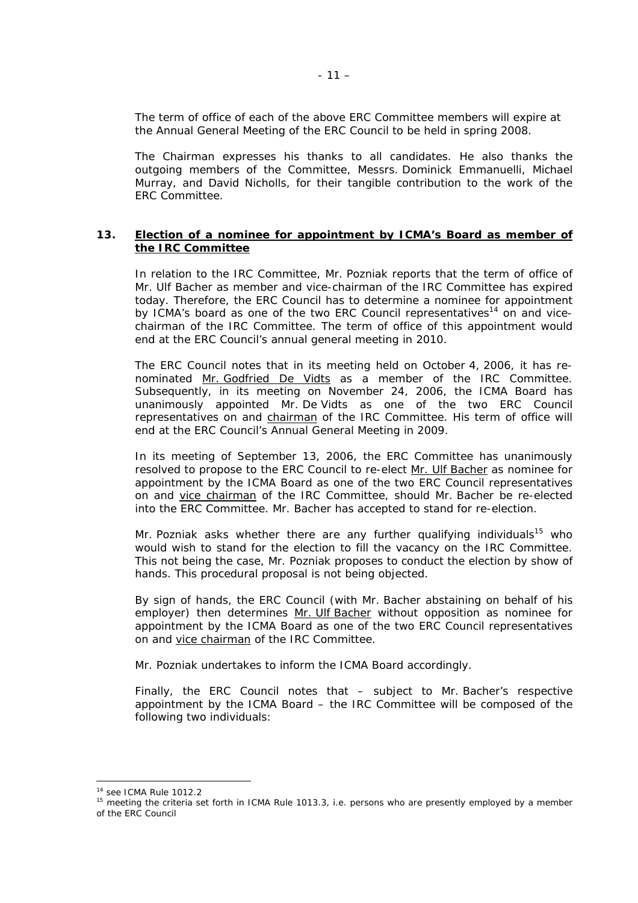The term of office of each of the above ERC Committee members will expire at the Annual General Meeting of the ERC Council to be held in spring 2008.

The Chairman expresses his thanks to all candidates. He also thanks the outgoing members of the Committee, Messrs. Dominick Emmanuelli, Michael Murray, and David Nicholls, for their tangible contribution to the work of the ERC Committee.

**13. Election of a nominee for appointment by ICMA's Board as member of the IRC Committee**

In relation to the IRC Committee, Mr. Pozniak reports that the term of office of Mr. Ulf Bacher as member and vice-chairman of the IRC Committee has expired today. Therefore, the ERC Council has to determine a nominee for appointment by ICMA's board as one of the two ERC Council representatives[14] on and vice-chairman of the IRC Committee. The term of office of this appointment would end at the ERC Council's annual general meeting in 2010.

The ERC Council notes that in its meeting held on October 4, 2006, it has re-nominated Mr. Godfried De Vidts as a member of the IRC Committee. Subsequently, in its meeting on November 24, 2006, the ICMA Board has unanimously appointed Mr. De Vidts as one of the two ERC Council representatives on and chairman of the IRC Committee. His term of office will end at the ERC Council's Annual General Meeting in 2009.

In its meeting of September 13, 2006, the ERC Committee has unanimously resolved to propose to the ERC Council to re-elect Mr. Ulf Bacher as nominee for appointment by the ICMA Board as one of the two ERC Council representatives on and vice chairman of the IRC Committee, should Mr. Bacher be re-elected into the ERC Committee. Mr. Bacher has accepted to stand for re-election.

Mr. Pozniak asks whether there are any further qualifying individuals[15] who would wish to stand for the election to fill the vacancy on the IRC Committee. This not being the case, Mr. Pozniak proposes to conduct the election by show of hands. This procedural proposal is not being objected.

By sign of hands, the ERC Council (with Mr. Bacher abstaining on behalf of his employer) then determines Mr. Ulf Bacher without opposition as nominee for appointment by the ICMA Board as one of the two ERC Council representatives on and vice chairman of the IRC Committee.

Mr. Pozniak undertakes to inform the ICMA Board accordingly.

Finally, the ERC Council notes that – subject to Mr. Bacher's respective appointment by the ICMA Board – the IRC Committee will be composed of the following two individuals:

---

[14] see ICMA Rule 1012.2

[15] meeting the criteria set forth in ICMA Rule 1013.3, i.e. persons who are presently employed by a member of the ERC Council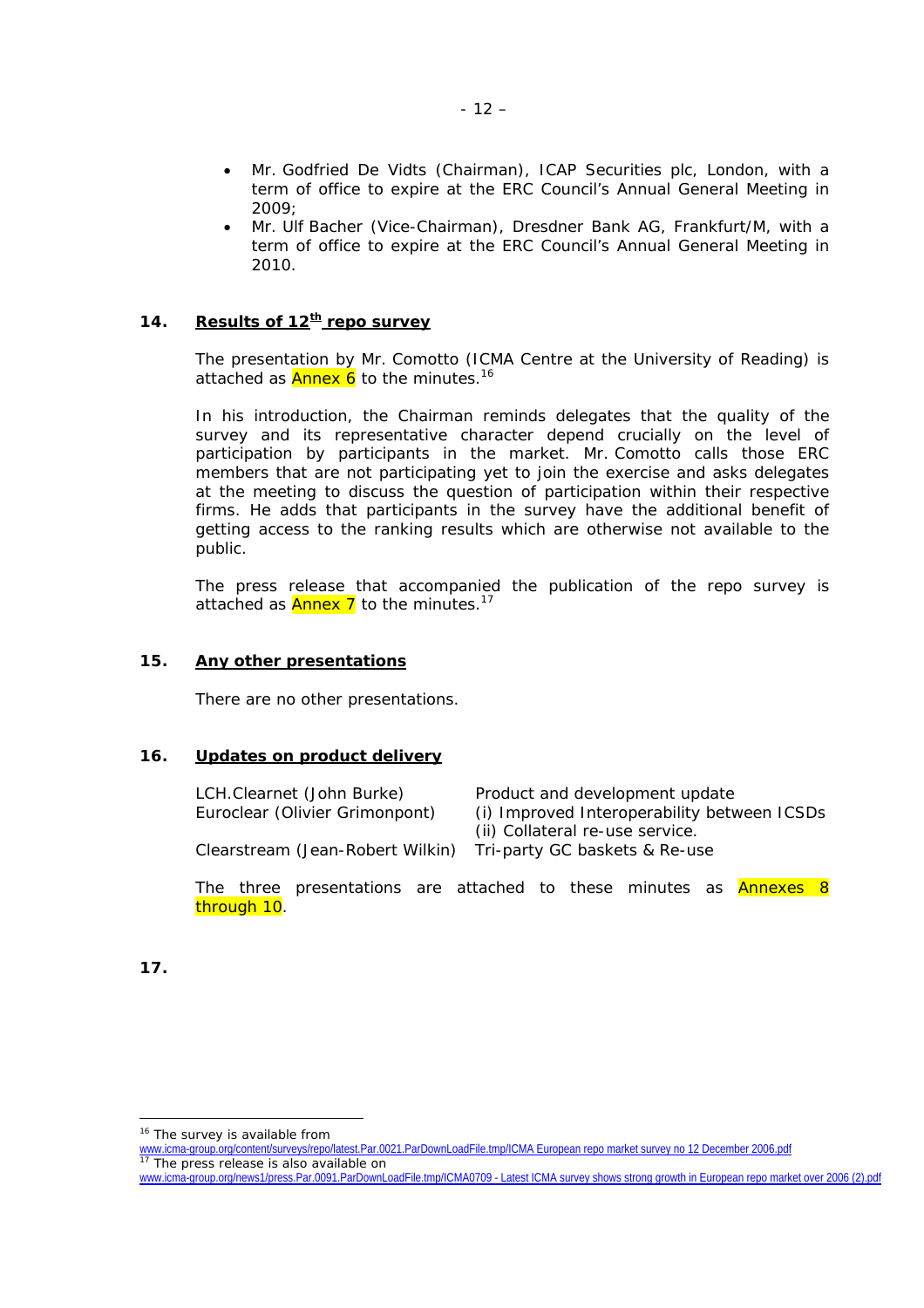- Mr. Godfried De Vidts (Chairman), ICAP Securities plc, London, with a term of office to expire at the ERC Council's Annual General Meeting in 2009;
- Mr. Ulf Bacher (Vice-Chairman), Dresdner Bank AG, Frankfurt/M, with a term of office to expire at the ERC Council's Annual General Meeting in 2010.

## 14. Results of 12th repo survey

The presentation by Mr. Comotto (ICMA Centre at the University of Reading) is attached as Annex 6 to the minutes.[16]

In his introduction, the Chairman reminds delegates that the quality of the survey and its representative character depend crucially on the level of participation by participants in the market. Mr. Comotto calls those ERC members that are not participating yet to join the exercise and asks delegates at the meeting to discuss the question of participation within their respective firms. He adds that participants in the survey have the additional benefit of getting access to the ranking results which are otherwise not available to the public.

The press release that accompanied the publication of the repo survey is attached as Annex 7 to the minutes.[17]

## 15. Any other presentations

There are no other presentations.

## 16. Updates on product delivery

| | |
|---|---|
| LCH.Clearnet (John Burke) | Product and development update |
| Euroclear (Olivier Grimonpont) | (i) Improved Interoperability between ICSDs<br>(ii) Collateral re-use service. |
| Clearstream (Jean-Robert Wilkin) | Tri-party GC baskets & Re-use |

The three presentations are attached to these minutes as Annexes 8 through 10.

## 17.

---

[16] The survey is available from www.icma-group.org/content/surveys/repo/latest.Par.0021.ParDownLoadFile.tmp/ICMA European repo market survey no 12 December 2006.pdf

[17] The press release is also available on www.icma-group.org/news1/press.Par.0091.ParDownLoadFile.tmp/ICMA0709 - Latest ICMA survey shows strong growth in European repo market over 2006 (2).pdf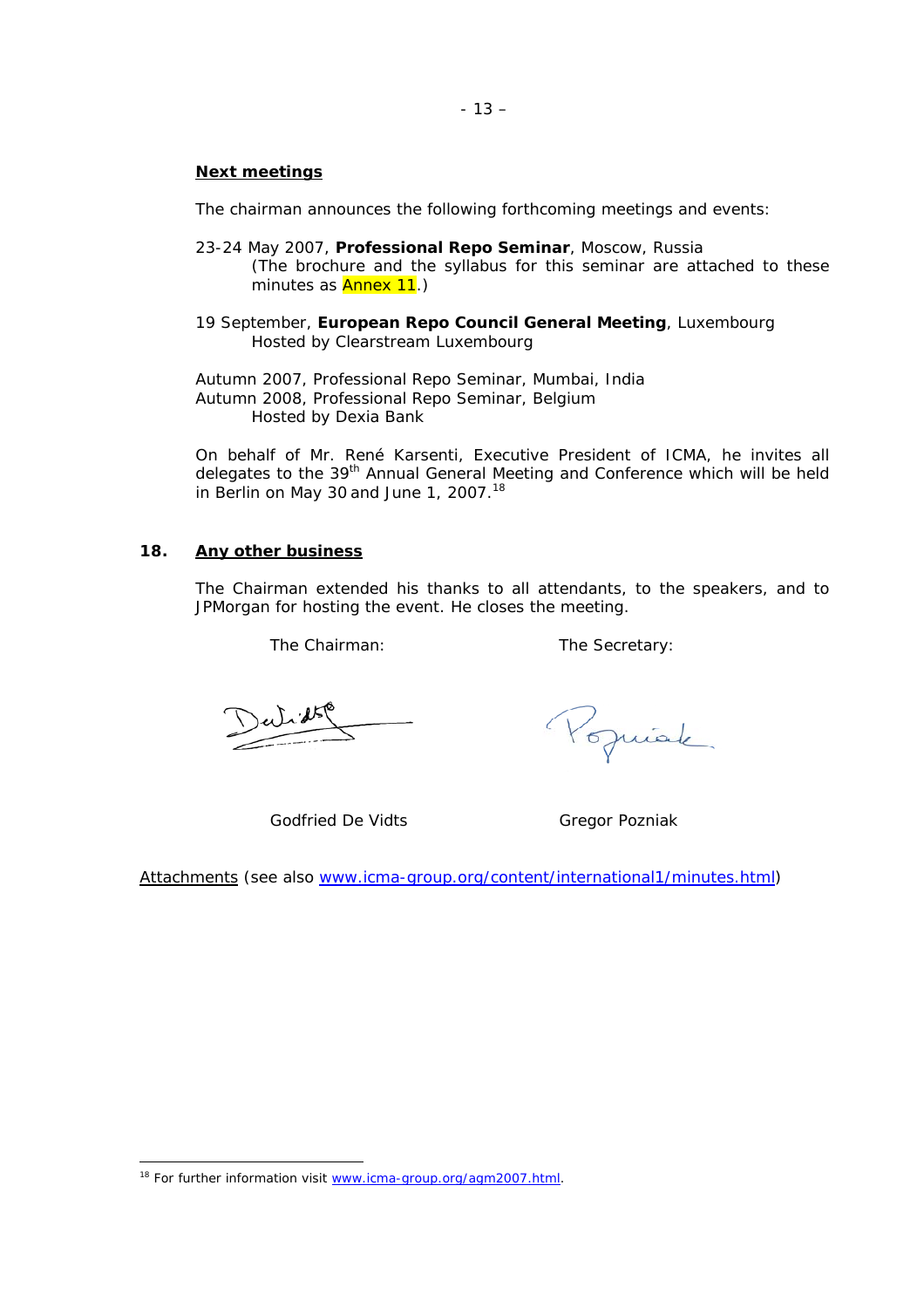**Next meetings**

The chairman announces the following forthcoming meetings and events:

23-24 May 2007, **Professional Repo Seminar**, Moscow, Russia
(The brochure and the syllabus for this seminar are attached to these minutes as Annex 11.)

19 September, **European Repo Council General Meeting**, Luxembourg
Hosted by Clearstream Luxembourg

Autumn 2007, Professional Repo Seminar, Mumbai, India
Autumn 2008, Professional Repo Seminar, Belgium
Hosted by Dexia Bank

On behalf of Mr. René Karsenti, Executive President of ICMA, he invites all delegates to the 39th Annual General Meeting and Conference which will be held in Berlin on May 30 and June 1, 2007.[18]

## 18. Any other business

The Chairman extended his thanks to all attendants, to the speakers, and to JPMorgan for hosting the event. He closes the meeting.

| The Chairman: | The Secretary: |
| --- | --- |
| Godfried De Vidts | Gregor Pozniak |

Attachments (see also www.icma-group.org/content/international1/minutes.html)

[18] For further information visit www.icma-group.org/agm2007.html.